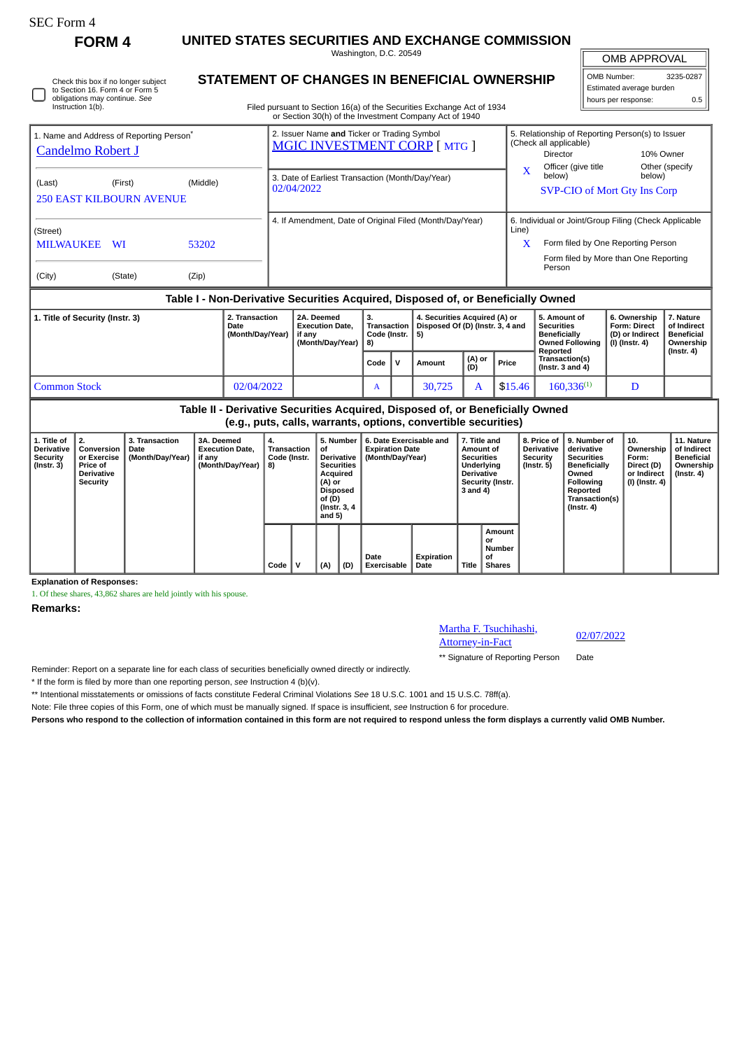SEC Form 4

**FORM 4**

# UNITED STATES SECURITIES AND EXCHANGE COMMISSION

Washington, D.C. 20549

## STATEMENT OF CHANGES IN BENEFICIAL OWNERSHIP

| OMB APPROVAL | |
|---|---|
| OMB Number: | 3235-0287 |
| Estimated average burden | |
| hours per response: | 0.5 |

☐ Check this box if no longer subject to Section 16. Form 4 or Form 5 obligations may continue. *See* Instruction 1(b).

Filed pursuant to Section 16(a) of the Securities Exchange Act of 1934 or Section 30(h) of the Investment Company Act of 1940

| 1. Name and Address of Reporting Person* | 2. Issuer Name **and** Ticker or Trading Symbol | 5. Relationship of Reporting Person(s) to Issuer (Check all applicable) |
|---|---|---|
| Candelmo Robert J | MGIC INVESTMENT CORP [ MTG ] | Director / 10% Owner |
| (Last) (First) (Middle) | 3. Date of Earliest Transaction (Month/Day/Year) | X Officer (give title below) / Other (specify below) |
| 250 EAST KILBOURN AVENUE | 02/04/2022 | SVP-CIO of Mort Gty Ins Corp |
| (Street) | 4. If Amendment, Date of Original Filed (Month/Day/Year) | 6. Individual or Joint/Group Filing (Check Applicable Line) |
| MILWAUKEE WI 53202 | | X Form filed by One Reporting Person |
| (City) (State) (Zip) | | Form filed by More than One Reporting Person |

### Table I - Non-Derivative Securities Acquired, Disposed of, or Beneficially Owned

| 1. Title of Security (Instr. 3) | 2. Transaction Date (Month/Day/Year) | 2A. Deemed Execution Date, if any (Month/Day/Year) | 3. Transaction Code (Instr. 8) | | 4. Securities Acquired (A) or Disposed Of (D) (Instr. 3, 4 and 5) | | | 5. Amount of Securities Beneficially Owned Following Reported Transaction(s) (Instr. 3 and 4) | 6. Ownership Form: Direct (D) or Indirect (I) (Instr. 4) | 7. Nature of Indirect Beneficial Ownership (Instr. 4) |
|---|---|---|---|---|---|---|---|---|---|---|
| | | | Code | V | Amount | (A) or (D) | Price | | | |
| Common Stock | 02/04/2022 | | A | | 30,725 | A | $15.46 | 160,336[1] | D | |

### Table II - Derivative Securities Acquired, Disposed of, or Beneficially Owned (e.g., puts, calls, warrants, options, convertible securities)

| 1. Title of Derivative Security (Instr. 3) | 2. Conversion or Exercise Price of Derivative Security | 3. Transaction Date (Month/Day/Year) | 3A. Deemed Execution Date, if any (Month/Day/Year) | 4. Transaction Code (Instr. 8) | | 5. Number of Derivative Securities Acquired (A) or Disposed of (D) (Instr. 3, 4 and 5) | | 6. Date Exercisable and Expiration Date (Month/Day/Year) | | 7. Title and Amount of Securities Underlying Derivative Security (Instr. 3 and 4) | | 8. Price of Derivative Security (Instr. 5) | 9. Number of derivative Securities Beneficially Owned Following Reported Transaction(s) (Instr. 4) | 10. Ownership Form: Direct (D) or Indirect (I) (Instr. 4) | 11. Nature of Indirect Beneficial Ownership (Instr. 4) |
|---|---|---|---|---|---|---|---|---|---|---|---|---|---|---|---|
| | | | | Code | V | (A) | (D) | Date Exercisable | Expiration Date | Title | Amount or Number of Shares | | | | |

**Explanation of Responses:**

1. Of these shares, 43,862 shares are held jointly with his spouse.

**Remarks:**

Martha F. Tsuchihashi, Attorney-in-Fact — 02/07/2022

** Signature of Reporting Person — Date

Reminder: Report on a separate line for each class of securities beneficially owned directly or indirectly.

\* If the form is filed by more than one reporting person, *see* Instruction 4 (b)(v).

** Intentional misstatements or omissions of facts constitute Federal Criminal Violations *See* 18 U.S.C. 1001 and 15 U.S.C. 78ff(a).

Note: File three copies of this Form, one of which must be manually signed. If space is insufficient, *see* Instruction 6 for procedure.

**Persons who respond to the collection of information contained in this form are not required to respond unless the form displays a currently valid OMB Number.**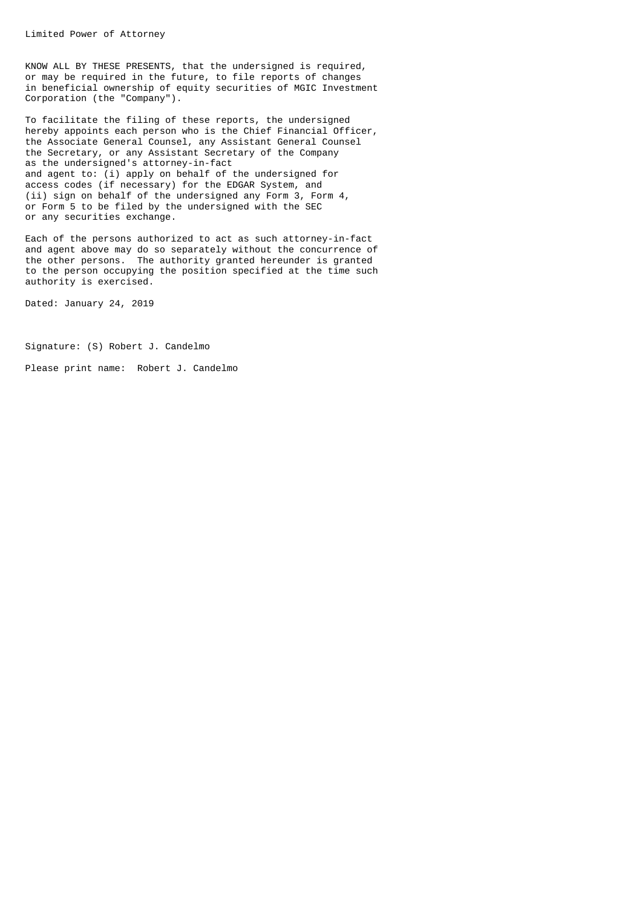Limited Power of Attorney

KNOW ALL BY THESE PRESENTS, that the undersigned is required, or may be required in the future, to file reports of changes in beneficial ownership of equity securities of MGIC Investment Corporation (the "Company").

To facilitate the filing of these reports, the undersigned hereby appoints each person who is the Chief Financial Officer, the Associate General Counsel, any Assistant General Counsel the Secretary, or any Assistant Secretary of the Company as the undersigned's attorney-in-fact and agent to: (i) apply on behalf of the undersigned for access codes (if necessary) for the EDGAR System, and (ii) sign on behalf of the undersigned any Form 3, Form 4, or Form 5 to be filed by the undersigned with the SEC or any securities exchange.

Each of the persons authorized to act as such attorney-in-fact and agent above may do so separately without the concurrence of the other persons. The authority granted hereunder is granted to the person occupying the position specified at the time such authority is exercised.

Dated: January 24, 2019

Signature: (S) Robert J. Candelmo

Please print name: Robert J. Candelmo